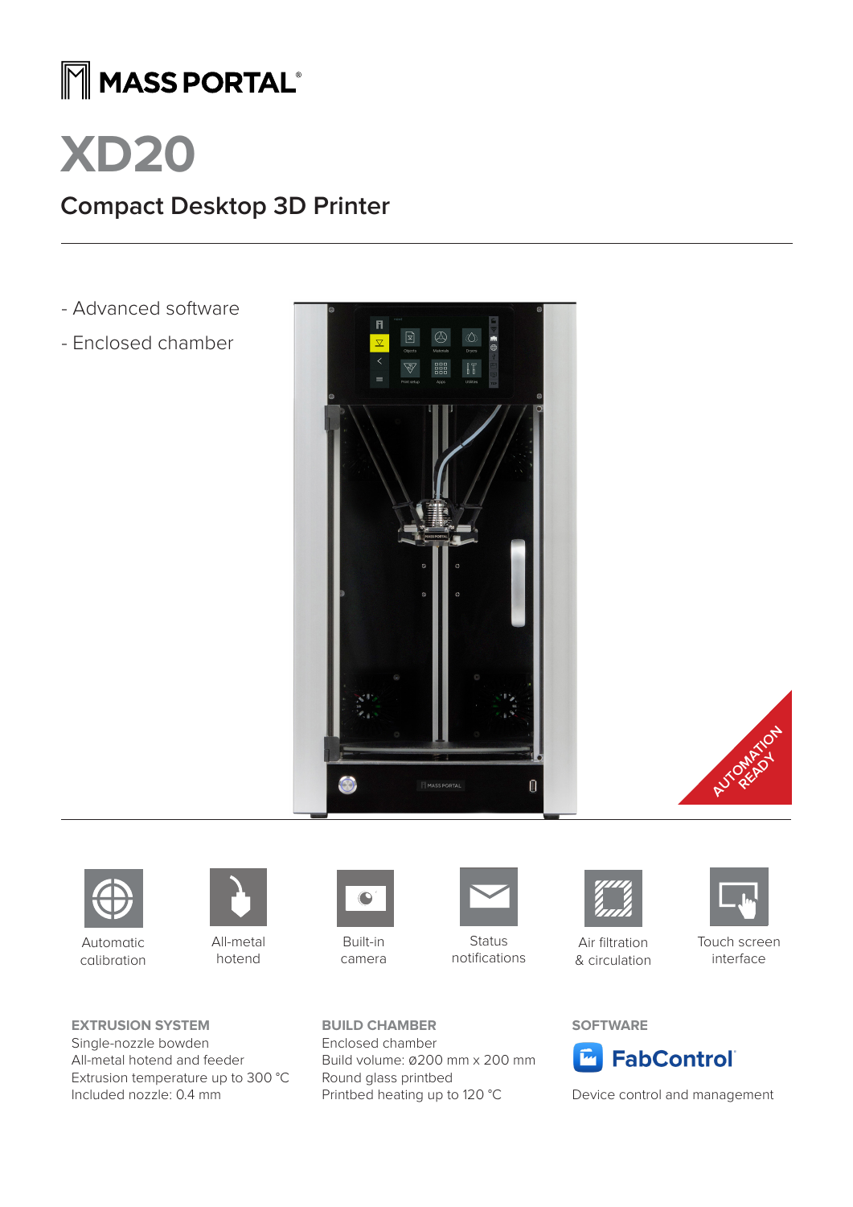MASS PORTAL®

# XD20

## Compact Desktop 3D Printer

- Advanced software
- Enclosed chamber

AUTOMATION READY

Automatic calibration

All-metal hotend

Built-in camera

Status notifications

Air filtration & circulation

Touch screen interface

### EXTRUSION SYSTEM

Single-nozzle bowden
All-metal hotend and feeder
Extrusion temperature up to 300 °C
Included nozzle: 0.4 mm

### BUILD CHAMBER

Enclosed chamber
Build volume: ø200 mm x 200 mm
Round glass printbed
Printbed heating up to 120 °C

### SOFTWARE

FabControl®

Device control and management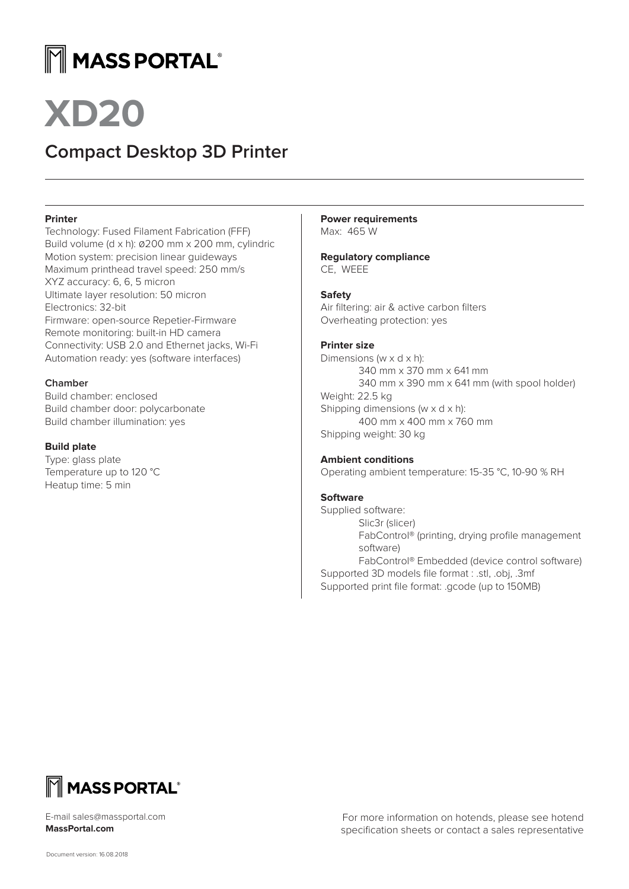# MASS PORTAL®

# XD20

## Compact Desktop 3D Printer

**Printer**

Technology: Fused Filament Fabrication (FFF)
Build volume (d x h): ø200 mm x 200 mm, cylindric
Motion system: precision linear guideways
Maximum printhead travel speed: 250 mm/s
XYZ accuracy: 6, 6, 5 micron
Ultimate layer resolution: 50 micron
Electronics: 32-bit
Firmware: open-source Repetier-Firmware
Remote monitoring: built-in HD camera
Connectivity: USB 2.0 and Ethernet jacks, Wi-Fi
Automation ready: yes (software interfaces)

**Chamber**

Build chamber: enclosed
Build chamber door: polycarbonate
Build chamber illumination: yes

**Build plate**

Type: glass plate
Temperature up to 120 °C
Heatup time: 5 min

**Power requirements**

Max: 465 W

**Regulatory compliance**

CE, WEEE

**Safety**

Air filtering: air & active carbon filters
Overheating protection: yes

**Printer size**

Dimensions (w x d x h):
340 mm x 370 mm x 641 mm
340 mm x 390 mm x 641 mm (with spool holder)
Weight: 22.5 kg
Shipping dimensions (w x d x h):
400 mm x 400 mm x 760 mm
Shipping weight: 30 kg

**Ambient conditions**

Operating ambient temperature: 15-35 °C, 10-90 % RH

**Software**

Supplied software:
Slic3r (slicer)
FabControl® (printing, drying profile management software)
FabControl® Embedded (device control software)
Supported 3D models file format : .stl, .obj, .3mf
Supported print file format: .gcode (up to 150MB)

MASS PORTAL®

E-mail sales@massportal.com
**MassPortal.com**

For more information on hotends, please see hotend specification sheets or contact a sales representative

Document version: 16.08.2018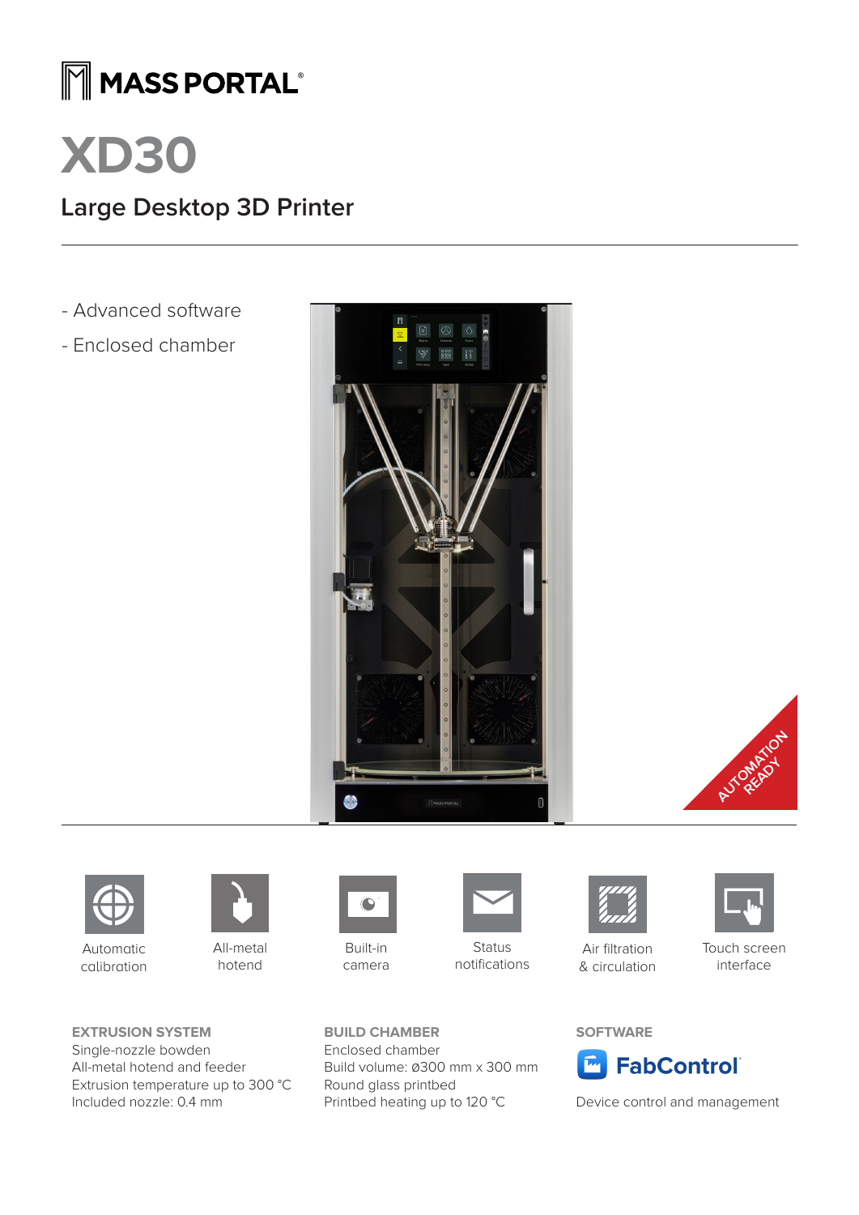MASS PORTAL®

# XD30

## Large Desktop 3D Printer

- Advanced software
- Enclosed chamber

AUTOMATION READY

Automatic calibration

All-metal hotend

Built-in camera

Status notifications

Air filtration & circulation

Touch screen interface

### EXTRUSION SYSTEM

Single-nozzle bowden
All-metal hotend and feeder
Extrusion temperature up to 300 °C
Included nozzle: 0.4 mm

### BUILD CHAMBER

Enclosed chamber
Build volume: ø300 mm x 300 mm
Round glass printbed
Printbed heating up to 120 °C

### SOFTWARE

FabControl®

Device control and management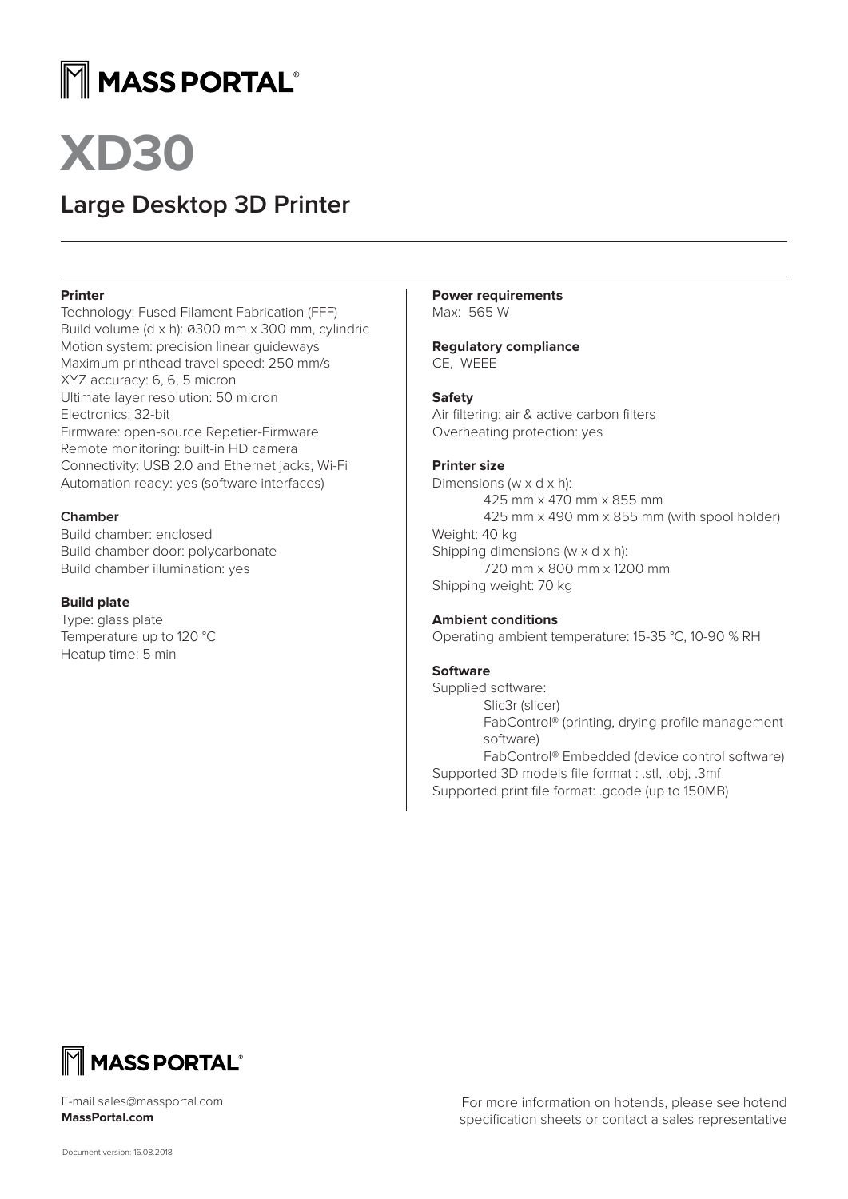MASS PORTAL®

# XD30

## Large Desktop 3D Printer

**Printer**
Technology: Fused Filament Fabrication (FFF)
Build volume (d x h): ø300 mm x 300 mm, cylindric
Motion system: precision linear guideways
Maximum printhead travel speed: 250 mm/s
XYZ accuracy: 6, 6, 5 micron
Ultimate layer resolution: 50 micron
Electronics: 32-bit
Firmware: open-source Repetier-Firmware
Remote monitoring: built-in HD camera
Connectivity: USB 2.0 and Ethernet jacks, Wi-Fi
Automation ready: yes (software interfaces)

**Chamber**
Build chamber: enclosed
Build chamber door: polycarbonate
Build chamber illumination: yes

**Build plate**
Type: glass plate
Temperature up to 120 °C
Heatup time: 5 min

**Power requirements**
Max: 565 W

**Regulatory compliance**
CE, WEEE

**Safety**
Air filtering: air & active carbon filters
Overheating protection: yes

**Printer size**
Dimensions (w x d x h):
425 mm x 470 mm x 855 mm
425 mm x 490 mm x 855 mm (with spool holder)
Weight: 40 kg
Shipping dimensions (w x d x h):
720 mm x 800 mm x 1200 mm
Shipping weight: 70 kg

**Ambient conditions**
Operating ambient temperature: 15-35 °C, 10-90 % RH

**Software**
Supplied software:
Slic3r (slicer)
FabControl® (printing, drying profile management software)
FabControl® Embedded (device control software)
Supported 3D models file format : .stl, .obj, .3mf
Supported print file format: .gcode (up to 150MB)

MASS PORTAL®

E-mail sales@massportal.com
**MassPortal.com**

For more information on hotends, please see hotend specification sheets or contact a sales representative

Document version: 16.08.2018